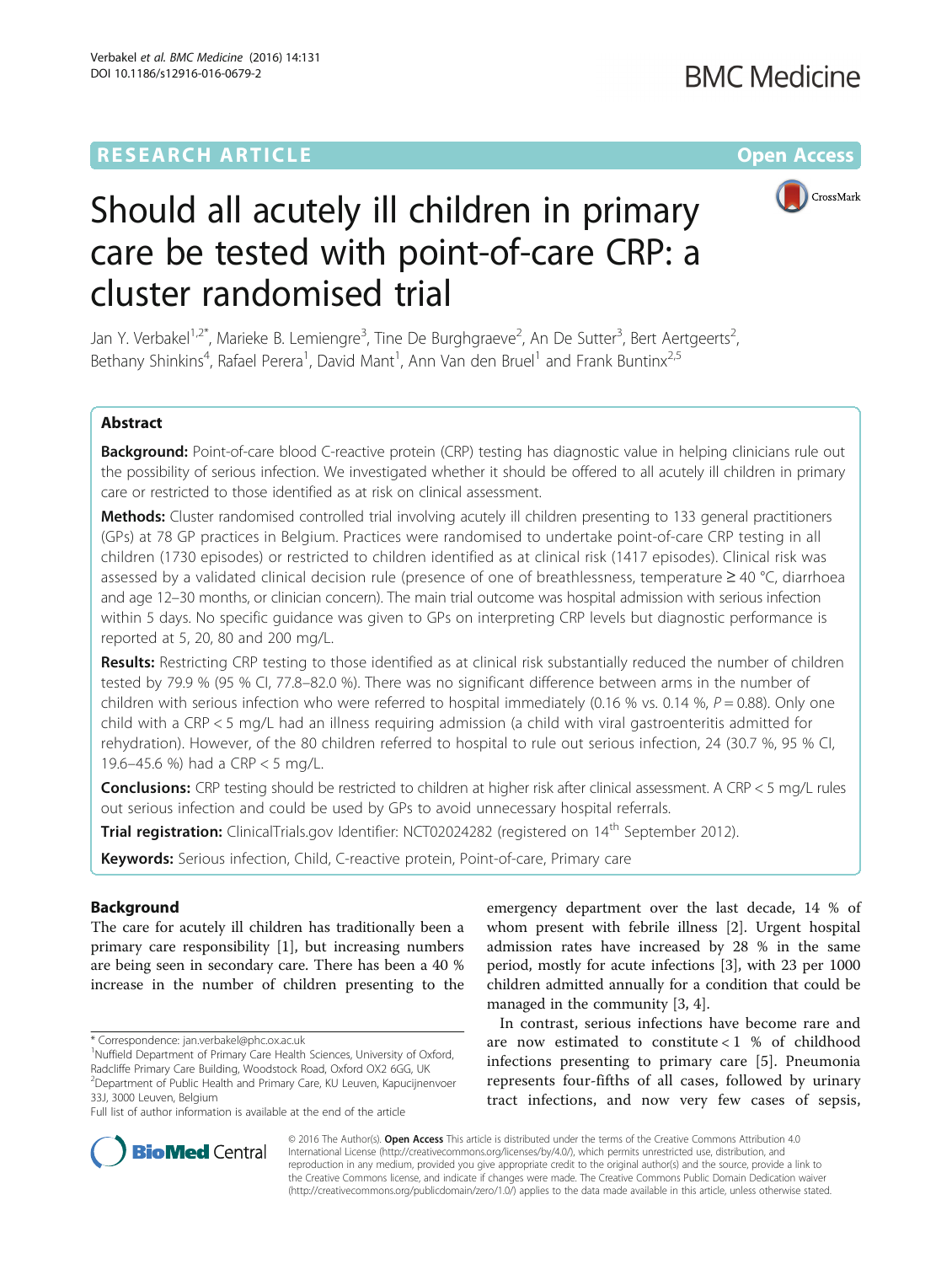**RESEARCH ARTICLE** **Open Access**

# Should all acutely ill children in primary care be tested with point-of-care CRP: a cluster randomised trial

Jan Y. Verbakel[1,2*], Marieke B. Lemiengre[3], Tine De Burghgraeve[2], An De Sutter[3], Bert Aertgeerts[2], Bethany Shinkins[4], Rafael Perera[1], David Mant[1], Ann Van den Bruel[1] and Frank Buntinx[2,5]

## Abstract

**Background:** Point-of-care blood C-reactive protein (CRP) testing has diagnostic value in helping clinicians rule out the possibility of serious infection. We investigated whether it should be offered to all acutely ill children in primary care or restricted to those identified as at risk on clinical assessment.

**Methods:** Cluster randomised controlled trial involving acutely ill children presenting to 133 general practitioners (GPs) at 78 GP practices in Belgium. Practices were randomised to undertake point-of-care CRP testing in all children (1730 episodes) or restricted to children identified as at clinical risk (1417 episodes). Clinical risk was assessed by a validated clinical decision rule (presence of one of breathlessness, temperature ≥ 40 °C, diarrhoea and age 12–30 months, or clinician concern). The main trial outcome was hospital admission with serious infection within 5 days. No specific guidance was given to GPs on interpreting CRP levels but diagnostic performance is reported at 5, 20, 80 and 200 mg/L.

**Results:** Restricting CRP testing to those identified as at clinical risk substantially reduced the number of children tested by 79.9 % (95 % CI, 77.8–82.0 %). There was no significant difference between arms in the number of children with serious infection who were referred to hospital immediately (0.16 % vs. 0.14 %, $P = 0.88$). Only one child with a CRP < 5 mg/L had an illness requiring admission (a child with viral gastroenteritis admitted for rehydration). However, of the 80 children referred to hospital to rule out serious infection, 24 (30.7 %, 95 % CI, 19.6–45.6 %) had a CRP < 5 mg/L.

**Conclusions:** CRP testing should be restricted to children at higher risk after clinical assessment. A CRP < 5 mg/L rules out serious infection and could be used by GPs to avoid unnecessary hospital referrals.

**Trial registration:** ClinicalTrials.gov Identifier: NCT02024282 (registered on 14th September 2012).

**Keywords:** Serious infection, Child, C-reactive protein, Point-of-care, Primary care

## Background

The care for acutely ill children has traditionally been a primary care responsibility [1], but increasing numbers are being seen in secondary care. There has been a 40 % increase in the number of children presenting to the emergency department over the last decade, 14 % of whom present with febrile illness [2]. Urgent hospital admission rates have increased by 28 % in the same period, mostly for acute infections [3], with 23 per 1000 children admitted annually for a condition that could be managed in the community [3, 4].

In contrast, serious infections have become rare and are now estimated to constitute < 1 % of childhood infections presenting to primary care [5]. Pneumonia represents four-fifths of all cases, followed by urinary tract infections, and now very few cases of sepsis,

\* Correspondence: jan.verbakel@phc.ox.ac.uk
[1]Nuffield Department of Primary Care Health Sciences, University of Oxford, Radcliffe Primary Care Building, Woodstock Road, Oxford OX2 6GG, UK
[2]Department of Public Health and Primary Care, KU Leuven, Kapucijnenvoer 33J, 3000 Leuven, Belgium
Full list of author information is available at the end of the article

© 2016 The Author(s). **Open Access** This article is distributed under the terms of the Creative Commons Attribution 4.0 International License (http://creativecommons.org/licenses/by/4.0/), which permits unrestricted use, distribution, and reproduction in any medium, provided you give appropriate credit to the original author(s) and the source, provide a link to the Creative Commons license, and indicate if changes were made. The Creative Commons Public Domain Dedication waiver (http://creativecommons.org/publicdomain/zero/1.0/) applies to the data made available in this article, unless otherwise stated.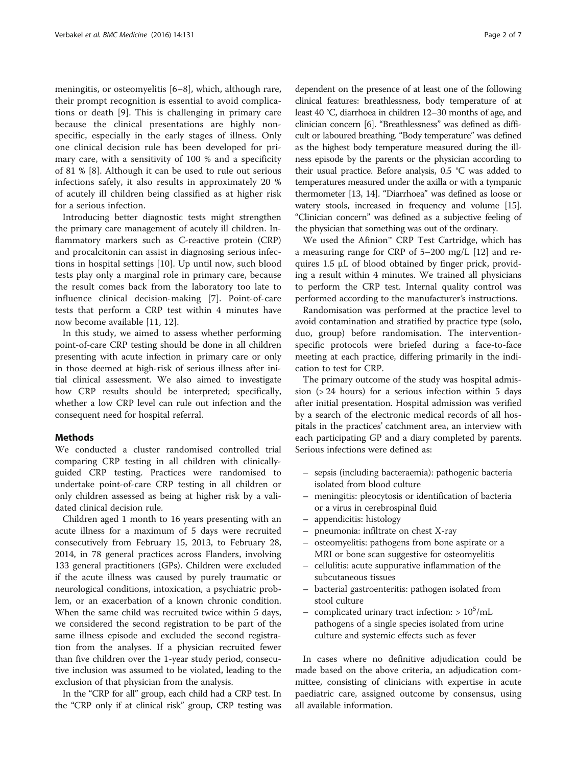meningitis, or osteomyelitis [6–8], which, although rare, their prompt recognition is essential to avoid complications or death [9]. This is challenging in primary care because the clinical presentations are highly non-specific, especially in the early stages of illness. Only one clinical decision rule has been developed for primary care, with a sensitivity of 100 % and a specificity of 81 % [8]. Although it can be used to rule out serious infections safely, it also results in approximately 20 % of acutely ill children being classified as at higher risk for a serious infection.

Introducing better diagnostic tests might strengthen the primary care management of acutely ill children. Inflammatory markers such as C-reactive protein (CRP) and procalcitonin can assist in diagnosing serious infections in hospital settings [10]. Up until now, such blood tests play only a marginal role in primary care, because the result comes back from the laboratory too late to influence clinical decision-making [7]. Point-of-care tests that perform a CRP test within 4 minutes have now become available [11, 12].

In this study, we aimed to assess whether performing point-of-care CRP testing should be done in all children presenting with acute infection in primary care or only in those deemed at high-risk of serious illness after initial clinical assessment. We also aimed to investigate how CRP results should be interpreted; specifically, whether a low CRP level can rule out infection and the consequent need for hospital referral.

## Methods

We conducted a cluster randomised controlled trial comparing CRP testing in all children with clinically-guided CRP testing. Practices were randomised to undertake point-of-care CRP testing in all children or only children assessed as being at higher risk by a validated clinical decision rule.

Children aged 1 month to 16 years presenting with an acute illness for a maximum of 5 days were recruited consecutively from February 15, 2013, to February 28, 2014, in 78 general practices across Flanders, involving 133 general practitioners (GPs). Children were excluded if the acute illness was caused by purely traumatic or neurological conditions, intoxication, a psychiatric problem, or an exacerbation of a known chronic condition. When the same child was recruited twice within 5 days, we considered the second registration to be part of the same illness episode and excluded the second registration from the analyses. If a physician recruited fewer than five children over the 1-year study period, consecutive inclusion was assumed to be violated, leading to the exclusion of that physician from the analysis.

In the "CRP for all" group, each child had a CRP test. In the "CRP only if at clinical risk" group, CRP testing was dependent on the presence of at least one of the following clinical features: breathlessness, body temperature of at least 40 °C, diarrhoea in children 12–30 months of age, and clinician concern [6]. "Breathlessness" was defined as difficult or laboured breathing. "Body temperature" was defined as the highest body temperature measured during the illness episode by the parents or the physician according to their usual practice. Before analysis, 0.5 °C was added to temperatures measured under the axilla or with a tympanic thermometer [13, 14]. "Diarrhoea" was defined as loose or watery stools, increased in frequency and volume [15]. "Clinician concern" was defined as a subjective feeling of the physician that something was out of the ordinary.

We used the Afinion™ CRP Test Cartridge, which has a measuring range for CRP of 5–200 mg/L [12] and requires 1.5 μL of blood obtained by finger prick, providing a result within 4 minutes. We trained all physicians to perform the CRP test. Internal quality control was performed according to the manufacturer's instructions.

Randomisation was performed at the practice level to avoid contamination and stratified by practice type (solo, duo, group) before randomisation. The intervention-specific protocols were briefed during a face-to-face meeting at each practice, differing primarily in the indication to test for CRP.

The primary outcome of the study was hospital admission (> 24 hours) for a serious infection within 5 days after initial presentation. Hospital admission was verified by a search of the electronic medical records of all hospitals in the practices' catchment area, an interview with each participating GP and a diary completed by parents. Serious infections were defined as:

- sepsis (including bacteraemia): pathogenic bacteria isolated from blood culture
- meningitis: pleocytosis or identification of bacteria or a virus in cerebrospinal fluid
- appendicitis: histology
- pneumonia: infiltrate on chest X-ray
- osteomyelitis: pathogens from bone aspirate or a MRI or bone scan suggestive for osteomyelitis
- cellulitis: acute suppurative inflammation of the subcutaneous tissues
- bacterial gastroenteritis: pathogen isolated from stool culture
- complicated urinary tract infection: $> 10^5$/mL pathogens of a single species isolated from urine culture and systemic effects such as fever

In cases where no definitive adjudication could be made based on the above criteria, an adjudication committee, consisting of clinicians with expertise in acute paediatric care, assigned outcome by consensus, using all available information.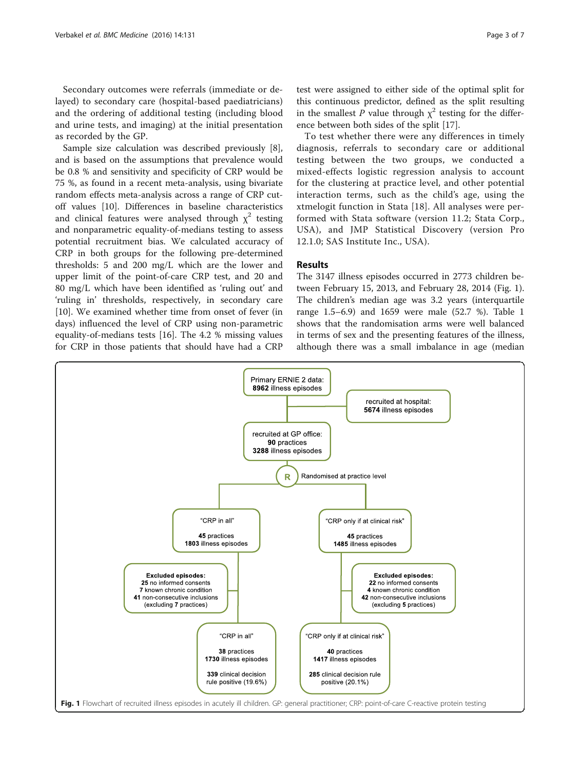Secondary outcomes were referrals (immediate or delayed) to secondary care (hospital-based paediatricians) and the ordering of additional testing (including blood and urine tests, and imaging) at the initial presentation as recorded by the GP.

Sample size calculation was described previously [8], and is based on the assumptions that prevalence would be 0.8 % and sensitivity and specificity of CRP would be 75 %, as found in a recent meta-analysis, using bivariate random effects meta-analysis across a range of CRP cut-off values [10]. Differences in baseline characteristics and clinical features were analysed through $\chi^2$ testing and nonparametric equality-of-medians testing to assess potential recruitment bias. We calculated accuracy of CRP in both groups for the following pre-determined thresholds: 5 and 200 mg/L which are the lower and upper limit of the point-of-care CRP test, and 20 and 80 mg/L which have been identified as 'ruling out' and 'ruling in' thresholds, respectively, in secondary care [10]. We examined whether time from onset of fever (in days) influenced the level of CRP using non-parametric equality-of-medians tests [16]. The 4.2 % missing values for CRP in those patients that should have had a CRP test were assigned to either side of the optimal split for this continuous predictor, defined as the split resulting in the smallest $P$ value through $\chi^2$ testing for the difference between both sides of the split [17].

To test whether there were any differences in timely diagnosis, referrals to secondary care or additional testing between the two groups, we conducted a mixed-effects logistic regression analysis to account for the clustering at practice level, and other potential interaction terms, such as the child's age, using the xtmelogit function in Stata [18]. All analyses were performed with Stata software (version 11.2; Stata Corp., USA), and JMP Statistical Discovery (version Pro 12.1.0; SAS Institute Inc., USA).

## Results

The 3147 illness episodes occurred in 2773 children between February 15, 2013, and February 28, 2014 (Fig. 1). The children's median age was 3.2 years (interquartile range 1.5–6.9) and 1659 were male (52.7 %). Table 1 shows that the randomisation arms were well balanced in terms of sex and the presenting features of the illness, although there was a small imbalance in age (median

Primary ERNIE 2 data: **8962** illness episodes

recruited at hospital: **5674** illness episodes

recruited at GP office: **90** practices, **3288** illness episodes

R — Randomised at practice level

"CRP in all": **45** practices, **1803** illness episodes

"CRP only if at clinical risk": **45** practices, **1485** illness episodes

Excluded episodes: **25** no informed consents, **7** known chronic condition, **41** non-consecutive inclusions (excluding **7** practices)

Excluded episodes: **22** no informed consents, **4** known chronic condition, **42** non-consecutive inclusions (excluding **5** practices)

"CRP in all": **38** practices, **1730** illness episodes, **339** clinical decision rule positive (19.6%)

"CRP only if at clinical risk": **40** practices, **1417** illness episodes, **285** clinical decision rule positive (20.1%)

**Fig. 1** Flowchart of recruited illness episodes in acutely ill children. GP: general practitioner; CRP: point-of-care C-reactive protein testing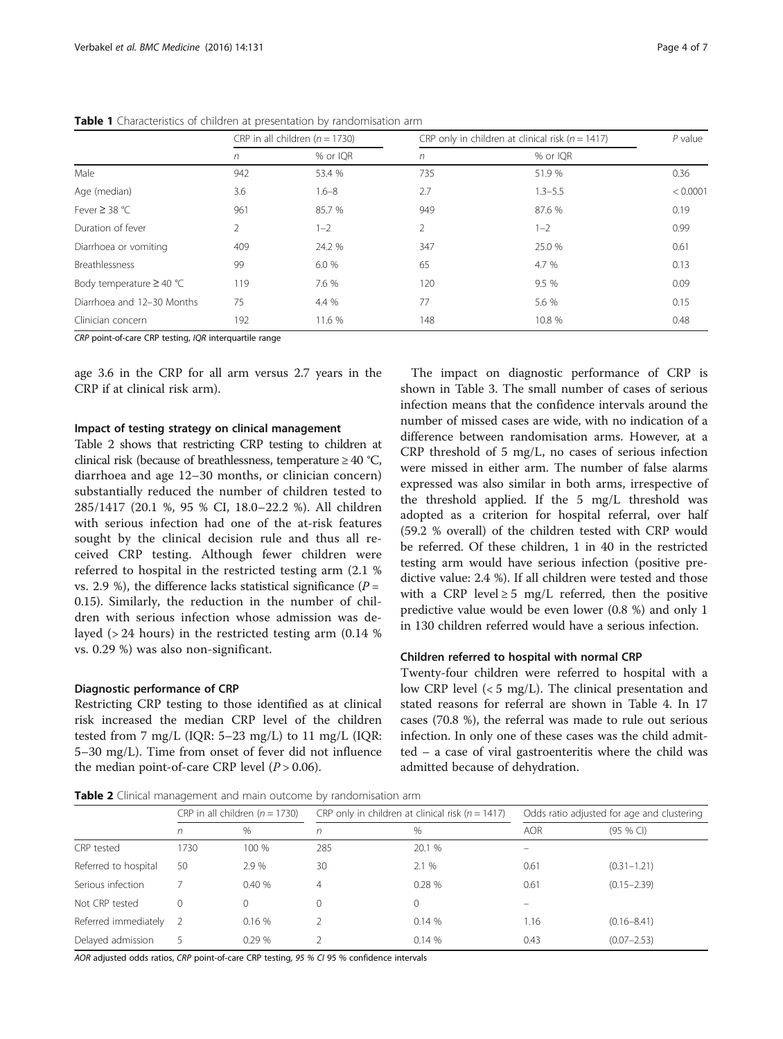**Table 1** Characteristics of children at presentation by randomisation arm

| | CRP in all children ($n = 1730$) | | CRP only in children at clinical risk ($n = 1417$) | | $P$ value |
|---|---|---|---|---|---|
| | $n$ | % or IQR | $n$ | % or IQR | |
| Male | 942 | 53.4 % | 735 | 51.9 % | 0.36 |
| Age (median) | 3.6 | 1.6–8 | 2.7 | 1.3–5.5 | < 0.0001 |
| Fever ≥ 38 °C | 961 | 85.7 % | 949 | 87.6 % | 0.19 |
| Duration of fever | 2 | 1–2 | 2 | 1–2 | 0.99 |
| Diarrhoea or vomiting | 409 | 24.2 % | 347 | 25.0 % | 0.61 |
| Breathlessness | 99 | 6.0 % | 65 | 4.7 % | 0.13 |
| Body temperature ≥ 40 °C | 119 | 7.6 % | 120 | 9.5 % | 0.09 |
| Diarrhoea and 12–30 Months | 75 | 4.4 % | 77 | 5.6 % | 0.15 |
| Clinician concern | 192 | 11.6 % | 148 | 10.8 % | 0.48 |

*CRP* point-of-care CRP testing, *IQR* interquartile range

age 3.6 in the CRP for all arm versus 2.7 years in the CRP if at clinical risk arm).

### Impact of testing strategy on clinical management

Table 2 shows that restricting CRP testing to children at clinical risk (because of breathlessness, temperature ≥ 40 °C, diarrhoea and age 12–30 months, or clinician concern) substantially reduced the number of children tested to 285/1417 (20.1 %, 95 % CI, 18.0–22.2 %). All children with serious infection had one of the at-risk features sought by the clinical decision rule and thus all received CRP testing. Although fewer children were referred to hospital in the restricted testing arm (2.1 % vs. 2.9 %), the difference lacks statistical significance ($P = 0.15$). Similarly, the reduction in the number of children with serious infection whose admission was delayed (> 24 hours) in the restricted testing arm (0.14 % vs. 0.29 %) was also non-significant.

### Diagnostic performance of CRP

Restricting CRP testing to those identified as at clinical risk increased the median CRP level of the children tested from 7 mg/L (IQR: 5–23 mg/L) to 11 mg/L (IQR: 5–30 mg/L). Time from onset of fever did not influence the median point-of-care CRP level ($P > 0.06$).

The impact on diagnostic performance of CRP is shown in Table 3. The small number of cases of serious infection means that the confidence intervals around the number of missed cases are wide, with no indication of a difference between randomisation arms. However, at a CRP threshold of 5 mg/L, no cases of serious infection were missed in either arm. The number of false alarms expressed was also similar in both arms, irrespective of the threshold applied. If the 5 mg/L threshold was adopted as a criterion for hospital referral, over half (59.2 % overall) of the children tested with CRP would be referred. Of these children, 1 in 40 in the restricted testing arm would have serious infection (positive predictive value: 2.4 %). If all children were tested and those with a CRP level ≥ 5 mg/L referred, then the positive predictive value would be even lower (0.8 %) and only 1 in 130 children referred would have a serious infection.

### Children referred to hospital with normal CRP

Twenty-four children were referred to hospital with a low CRP level (< 5 mg/L). The clinical presentation and stated reasons for referral are shown in Table 4. In 17 cases (70.8 %), the referral was made to rule out serious infection. In only one of these cases was the child admitted – a case of viral gastroenteritis where the child was admitted because of dehydration.

**Table 2** Clinical management and main outcome by randomisation arm

| | CRP in all children ($n = 1730$) | | CRP only in children at clinical risk ($n = 1417$) | | Odds ratio adjusted for age and clustering | |
|---|---|---|---|---|---|---|
| | $n$ | % | $n$ | % | AOR | (95 % CI) |
| CRP tested | 1730 | 100 % | 285 | 20.1 % | – | |
| Referred to hospital | 50 | 2.9 % | 30 | 2.1 % | 0.61 | (0.31–1.21) |
| Serious infection | 7 | 0.40 % | 4 | 0.28 % | 0.61 | (0.15–2.39) |
| Not CRP tested | 0 | 0 | 0 | 0 | – | |
| Referred immediately | 2 | 0.16 % | 2 | 0.14 % | 1.16 | (0.16–8.41) |
| Delayed admission | 5 | 0.29 % | 2 | 0.14 % | 0.43 | (0.07–2.53) |

*AOR* adjusted odds ratios, *CRP* point-of-care CRP testing, *95 % CI* 95 % confidence intervals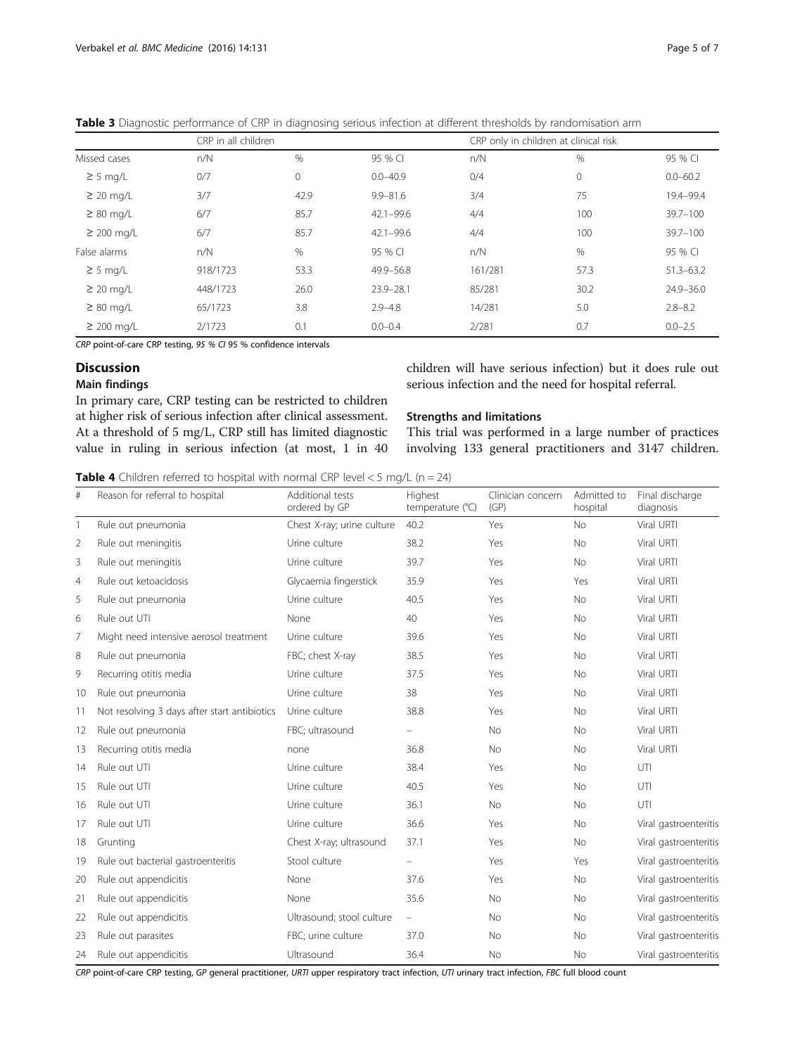**Table 3** Diagnostic performance of CRP in diagnosing serious infection at different thresholds by randomisation arm

| | CRP in all children | | | CRP only in children at clinical risk | | |
|---|---|---|---|---|---|---|
| Missed cases | n/N | % | 95 % CI | n/N | % | 95 % CI |
| ≥ 5 mg/L | 0/7 | 0 | 0.0–40.9 | 0/4 | 0 | 0.0–60.2 |
| ≥ 20 mg/L | 3/7 | 42.9 | 9.9–81.6 | 3/4 | 75 | 19.4–99.4 |
| ≥ 80 mg/L | 6/7 | 85.7 | 42.1–99.6 | 4/4 | 100 | 39.7–100 |
| ≥ 200 mg/L | 6/7 | 85.7 | 42.1–99.6 | 4/4 | 100 | 39.7–100 |
| False alarms | n/N | % | 95 % CI | n/N | % | 95 % CI |
| ≥ 5 mg/L | 918/1723 | 53.3 | 49.9–56.8 | 161/281 | 57.3 | 51.3–63.2 |
| ≥ 20 mg/L | 448/1723 | 26.0 | 23.9–28.1 | 85/281 | 30.2 | 24.9–36.0 |
| ≥ 80 mg/L | 65/1723 | 3.8 | 2.9–4.8 | 14/281 | 5.0 | 2.8–8.2 |
| ≥ 200 mg/L | 2/1723 | 0.1 | 0.0–0.4 | 2/281 | 0.7 | 0.0–2.5 |

*CRP* point-of-care CRP testing, *95 % CI* 95 % confidence intervals

## Discussion

### Main findings

In primary care, CRP testing can be restricted to children at higher risk of serious infection after clinical assessment. At a threshold of 5 mg/L, CRP still has limited diagnostic value in ruling in serious infection (at most, 1 in 40 children will have serious infection) but it does rule out serious infection and the need for hospital referral.

### Strengths and limitations

This trial was performed in a large number of practices involving 133 general practitioners and 3147 children.

**Table 4** Children referred to hospital with normal CRP level < 5 mg/L (n = 24)

| # | Reason for referral to hospital | Additional tests ordered by GP | Highest temperature (°C) | Clinician concern (GP) | Admitted to hospital | Final discharge diagnosis |
|---|---|---|---|---|---|---|
| 1 | Rule out pneumonia | Chest X-ray; urine culture | 40.2 | Yes | No | Viral URTI |
| 2 | Rule out meningitis | Urine culture | 38.2 | Yes | No | Viral URTI |
| 3 | Rule out meningitis | Urine culture | 39.7 | Yes | No | Viral URTI |
| 4 | Rule out ketoacidosis | Glycaemia fingerstick | 35.9 | Yes | Yes | Viral URTI |
| 5 | Rule out pneumonia | Urine culture | 40.5 | Yes | No | Viral URTI |
| 6 | Rule out UTI | None | 40 | Yes | No | Viral URTI |
| 7 | Might need intensive aerosol treatment | Urine culture | 39.6 | Yes | No | Viral URTI |
| 8 | Rule out pneumonia | FBC; chest X-ray | 38.5 | Yes | No | Viral URTI |
| 9 | Recurring otitis media | Urine culture | 37.5 | Yes | No | Viral URTI |
| 10 | Rule out pneumonia | Urine culture | 38 | Yes | No | Viral URTI |
| 11 | Not resolving 3 days after start antibiotics | Urine culture | 38.8 | Yes | No | Viral URTI |
| 12 | Rule out pneumonia | FBC; ultrasound | – | No | No | Viral URTI |
| 13 | Recurring otitis media | none | 36.8 | No | No | Viral URTI |
| 14 | Rule out UTI | Urine culture | 38.4 | Yes | No | UTI |
| 15 | Rule out UTI | Urine culture | 40.5 | Yes | No | UTI |
| 16 | Rule out UTI | Urine culture | 36.1 | No | No | UTI |
| 17 | Rule out UTI | Urine culture | 36.6 | Yes | No | Viral gastroenteritis |
| 18 | Grunting | Chest X-ray; ultrasound | 37.1 | Yes | No | Viral gastroenteritis |
| 19 | Rule out bacterial gastroenteritis | Stool culture | – | Yes | Yes | Viral gastroenteritis |
| 20 | Rule out appendicitis | None | 37.6 | Yes | No | Viral gastroenteritis |
| 21 | Rule out appendicitis | None | 35.6 | No | No | Viral gastroenteritis |
| 22 | Rule out appendicitis | Ultrasound; stool culture | – | No | No | Viral gastroenteritis |
| 23 | Rule out parasites | FBC; urine culture | 37.0 | No | No | Viral gastroenteritis |
| 24 | Rule out appendicitis | Ultrasound | 36.4 | No | No | Viral gastroenteritis |

*CRP* point-of-care CRP testing, *GP* general practitioner, *URTI* upper respiratory tract infection, *UTI* urinary tract infection, *FBC* full blood count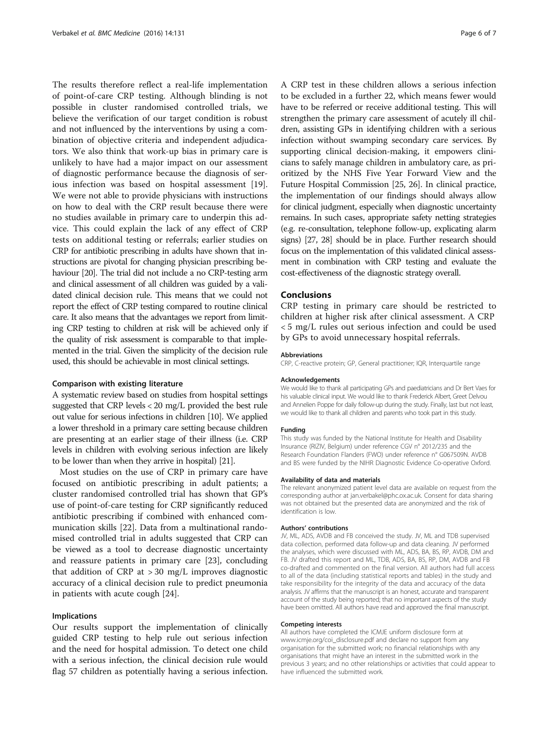The results therefore reflect a real-life implementation of point-of-care CRP testing. Although blinding is not possible in cluster randomised controlled trials, we believe the verification of our target condition is robust and not influenced by the interventions by using a combination of objective criteria and independent adjudicators. We also think that work-up bias in primary care is unlikely to have had a major impact on our assessment of diagnostic performance because the diagnosis of serious infection was based on hospital assessment [19]. We were not able to provide physicians with instructions on how to deal with the CRP result because there were no studies available in primary care to underpin this advice. This could explain the lack of any effect of CRP tests on additional testing or referrals; earlier studies on CRP for antibiotic prescribing in adults have shown that instructions are pivotal for changing physician prescribing behaviour [20]. The trial did not include a no CRP-testing arm and clinical assessment of all children was guided by a validated clinical decision rule. This means that we could not report the effect of CRP testing compared to routine clinical care. It also means that the advantages we report from limiting CRP testing to children at risk will be achieved only if the quality of risk assessment is comparable to that implemented in the trial. Given the simplicity of the decision rule used, this should be achievable in most clinical settings.

### Comparison with existing literature

A systematic review based on studies from hospital settings suggested that CRP levels < 20 mg/L provided the best rule out value for serious infections in children [10]. We applied a lower threshold in a primary care setting because children are presenting at an earlier stage of their illness (i.e. CRP levels in children with evolving serious infection are likely to be lower than when they arrive in hospital) [21].

Most studies on the use of CRP in primary care have focused on antibiotic prescribing in adult patients; a cluster randomised controlled trial has shown that GP's use of point-of-care testing for CRP significantly reduced antibiotic prescribing if combined with enhanced communication skills [22]. Data from a multinational randomised controlled trial in adults suggested that CRP can be viewed as a tool to decrease diagnostic uncertainty and reassure patients in primary care [23], concluding that addition of CRP at > 30 mg/L improves diagnostic accuracy of a clinical decision rule to predict pneumonia in patients with acute cough [24].

### Implications

Our results support the implementation of clinically guided CRP testing to help rule out serious infection and the need for hospital admission. To detect one child with a serious infection, the clinical decision rule would flag 57 children as potentially having a serious infection. A CRP test in these children allows a serious infection to be excluded in a further 22, which means fewer would have to be referred or receive additional testing. This will strengthen the primary care assessment of acutely ill children, assisting GPs in identifying children with a serious infection without swamping secondary care services. By supporting clinical decision-making, it empowers clinicians to safely manage children in ambulatory care, as prioritized by the NHS Five Year Forward View and the Future Hospital Commission [25, 26]. In clinical practice, the implementation of our findings should always allow for clinical judgment, especially when diagnostic uncertainty remains. In such cases, appropriate safety netting strategies (e.g. re-consultation, telephone follow-up, explicating alarm signs) [27, 28] should be in place. Further research should focus on the implementation of this validated clinical assessment in combination with CRP testing and evaluate the cost-effectiveness of the diagnostic strategy overall.

## Conclusions

CRP testing in primary care should be restricted to children at higher risk after clinical assessment. A CRP < 5 mg/L rules out serious infection and could be used by GPs to avoid unnecessary hospital referrals.

#### Abbreviations

CRP, C-reactive protein; GP, General practitioner; IQR, Interquartile range

#### Acknowledgements

We would like to thank all participating GPs and paediatricians and Dr Bert Vaes for his valuable clinical input. We would like to thank Frederick Albert, Greet Delvou and Annelien Poppe for daily follow-up during the study. Finally, last but not least, we would like to thank all children and parents who took part in this study.

#### Funding

This study was funded by the National Institute for Health and Disability Insurance (RIZIV, Belgium) under reference CGV n° 2012/235 and the Research Foundation Flanders (FWO) under reference n° G067509N. AVDB and BS were funded by the NIHR Diagnostic Evidence Co-operative Oxford.

#### Availability of data and materials

The relevant anonymized patient level data are available on request from the corresponding author at jan.verbakel@phc.ox.ac.uk. Consent for data sharing was not obtained but the presented data are anonymized and the risk of identification is low.

#### Authors' contributions

JV, ML, ADS, AVDB and FB conceived the study. JV, ML and TDB supervised data collection, performed data follow-up and data cleaning. JV performed the analyses, which were discussed with ML, ADS, BA, BS, RP, AVDB, DM and FB. JV drafted this report and ML, TDB, ADS, BA, BS, RP, DM, AVDB and FB co-drafted and commented on the final version. All authors had full access to all of the data (including statistical reports and tables) in the study and take responsibility for the integrity of the data and accuracy of the data analysis. JV affirms that the manuscript is an honest, accurate and transparent account of the study being reported; that no important aspects of the study have been omitted. All authors have read and approved the final manuscript.

#### Competing interests

All authors have completed the ICMJE uniform disclosure form at www.icmje.org/coi_disclosure.pdf and declare no support from any organisation for the submitted work; no financial relationships with any organisations that might have an interest in the submitted work in the previous 3 years; and no other relationships or activities that could appear to have influenced the submitted work.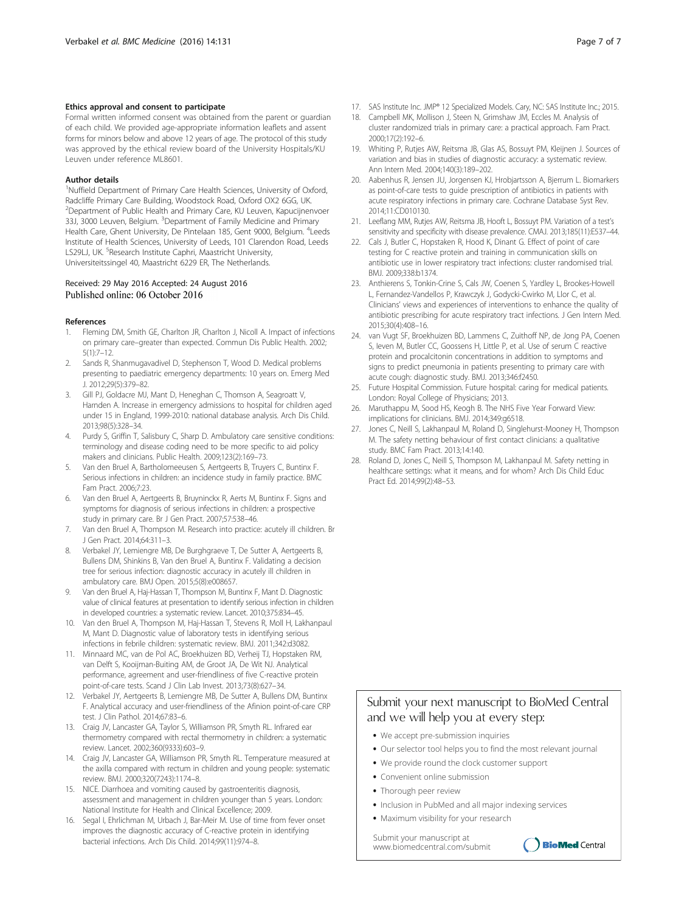#### Ethics approval and consent to participate

Formal written informed consent was obtained from the parent or guardian of each child. We provided age-appropriate information leaflets and assent forms for minors below and above 12 years of age. The protocol of this study was approved by the ethical review board of the University Hospitals/KU Leuven under reference ML8601.

#### Author details

[1]Nuffield Department of Primary Care Health Sciences, University of Oxford, Radcliffe Primary Care Building, Woodstock Road, Oxford OX2 6GG, UK. [2]Department of Public Health and Primary Care, KU Leuven, Kapucijnenvoer 33J, 3000 Leuven, Belgium. [3]Department of Family Medicine and Primary Health Care, Ghent University, De Pintelaan 185, Gent 9000, Belgium. [4]Leeds Institute of Health Sciences, University of Leeds, 101 Clarendon Road, Leeds LS29LJ, UK. [5]Research Institute Caphri, Maastricht University, Universiteitssingel 40, Maastricht 6229 ER, The Netherlands.

Received: 29 May 2016 Accepted: 24 August 2016
Published online: 06 October 2016

#### References

1. Fleming DM, Smith GE, Charlton JR, Charlton J, Nicoll A. Impact of infections on primary care–greater than expected. Commun Dis Public Health. 2002; 5(1):7–12.
2. Sands R, Shanmugavadivel D, Stephenson T, Wood D. Medical problems presenting to paediatric emergency departments: 10 years on. Emerg Med J. 2012;29(5):379–82.
3. Gill PJ, Goldacre MJ, Mant D, Heneghan C, Thomson A, Seagroatt V, Harnden A. Increase in emergency admissions to hospital for children aged under 15 in England, 1999-2010: national database analysis. Arch Dis Child. 2013;98(5):328–34.
4. Purdy S, Griffin T, Salisbury C, Sharp D. Ambulatory care sensitive conditions: terminology and disease coding need to be more specific to aid policy makers and clinicians. Public Health. 2009;123(2):169–73.
5. Van den Bruel A, Bartholomeeusen S, Aertgeerts B, Truyers C, Buntinx F. Serious infections in children: an incidence study in family practice. BMC Fam Pract. 2006;7:23.
6. Van den Bruel A, Aertgeerts B, Bruyninckx R, Aerts M, Buntinx F. Signs and symptoms for diagnosis of serious infections in children: a prospective study in primary care. Br J Gen Pract. 2007;57:538–46.
7. Van den Bruel A, Thompson M. Research into practice: acutely ill children. Br J Gen Pract. 2014;64:311–3.
8. Verbakel JY, Lemiengre MB, De Burghgraeve T, De Sutter A, Aertgeerts B, Bullens DM, Shinkins B, Van den Bruel A, Buntinx F. Validating a decision tree for serious infection: diagnostic accuracy in acutely ill children in ambulatory care. BMJ Open. 2015;5(8):e008657.
9. Van den Bruel A, Haj-Hassan T, Thompson M, Buntinx F, Mant D. Diagnostic value of clinical features at presentation to identify serious infection in children in developed countries: a systematic review. Lancet. 2010;375:834–45.
10. Van den Bruel A, Thompson M, Haj-Hassan T, Stevens R, Moll H, Lakhanpaul M, Mant D. Diagnostic value of laboratory tests in identifying serious infections in febrile children: systematic review. BMJ. 2011;342:d3082.
11. Minnaard MC, van de Pol AC, Broekhuizen BD, Verheij TJ, Hopstaken RM, van Delft S, Kooijman-Buiting AM, de Groot JA, De Wit NJ. Analytical performance, agreement and user-friendliness of five C-reactive protein point-of-care tests. Scand J Clin Lab Invest. 2013;73(8):627–34.
12. Verbakel JY, Aertgeerts B, Lemiengre MB, De Sutter A, Bullens DM, Buntinx F. Analytical accuracy and user-friendliness of the Afinion point-of-care CRP test. J Clin Pathol. 2014;67:83–6.
13. Craig JV, Lancaster GA, Taylor S, Williamson PR, Smyth RL. Infrared ear thermometry compared with rectal thermometry in children: a systematic review. Lancet. 2002;360(9333):603–9.
14. Craig JV, Lancaster GA, Williamson PR, Smyth RL. Temperature measured at the axilla compared with rectum in children and young people: systematic review. BMJ. 2000;320(7243):1174–8.
15. NICE. Diarrhoea and vomiting caused by gastroenteritis diagnosis, assessment and management in children younger than 5 years. London: National Institute for Health and Clinical Excellence; 2009.
16. Segal I, Ehrlichman M, Urbach J, Bar-Meir M. Use of time from fever onset improves the diagnostic accuracy of C-reactive protein in identifying bacterial infections. Arch Dis Child. 2014;99(11):974–8.
17. SAS Institute Inc. JMP® 12 Specialized Models. Cary, NC: SAS Institute Inc.; 2015.
18. Campbell MK, Mollison J, Steen N, Grimshaw JM, Eccles M. Analysis of cluster randomized trials in primary care: a practical approach. Fam Pract. 2000;17(2):192–6.
19. Whiting P, Rutjes AW, Reitsma JB, Glas AS, Bossuyt PM, Kleijnen J. Sources of variation and bias in studies of diagnostic accuracy: a systematic review. Ann Intern Med. 2004;140(3):189–202.
20. Aabenhus R, Jensen JU, Jorgensen KJ, Hrobjartsson A, Bjerrum L. Biomarkers as point-of-care tests to guide prescription of antibiotics in patients with acute respiratory infections in primary care. Cochrane Database Syst Rev. 2014;11:CD010130.
21. Leeflang MM, Rutjes AW, Reitsma JB, Hooft L, Bossuyt PM. Variation of a test's sensitivity and specificity with disease prevalence. CMAJ. 2013;185(11):E537–44.
22. Cals J, Butler C, Hopstaken R, Hood K, Dinant G. Effect of point of care testing for C reactive protein and training in communication skills on antibiotic use in lower respiratory tract infections: cluster randomised trial. BMJ. 2009;338:b1374.
23. Anthierens S, Tonkin-Crine S, Cals JW, Coenen S, Yardley L, Brookes-Howell L, Fernandez-Vandellos P, Krawczyk J, Godycki-Cwirko M, Llor C, et al. Clinicians' views and experiences of interventions to enhance the quality of antibiotic prescribing for acute respiratory tract infections. J Gen Intern Med. 2015;30(4):408–16.
24. van Vugt SF, Broekhuizen BD, Lammens C, Zuithoff NP, de Jong PA, Coenen S, Ieven M, Butler CC, Goossens H, Little P, et al. Use of serum C reactive protein and procalcitonin concentrations in addition to symptoms and signs to predict pneumonia in patients presenting to primary care with acute cough: diagnostic study. BMJ. 2013;346:f2450.
25. Future Hospital Commission. Future hospital: caring for medical patients. London: Royal College of Physicians; 2013.
26. Maruthappu M, Sood HS, Keogh B. The NHS Five Year Forward View: implications for clinicians. BMJ. 2014;349:g6518.
27. Jones C, Neill S, Lakhanpaul M, Roland D, Singlehurst-Mooney H, Thompson M. The safety netting behaviour of first contact clinicians: a qualitative study. BMC Fam Pract. 2013;14:140.
28. Roland D, Jones C, Neill S, Thompson M, Lakhanpaul M. Safety netting in healthcare settings: what it means, and for whom? Arch Dis Child Educ Pract Ed. 2014;99(2):48–53.

Submit your next manuscript to BioMed Central and we will help you at every step:

- We accept pre-submission inquiries
- Our selector tool helps you to find the most relevant journal
- We provide round the clock customer support
- Convenient online submission
- Thorough peer review
- Inclusion in PubMed and all major indexing services
- Maximum visibility for your research

Submit your manuscript at
www.biomedcentral.com/submit

BioMed Central